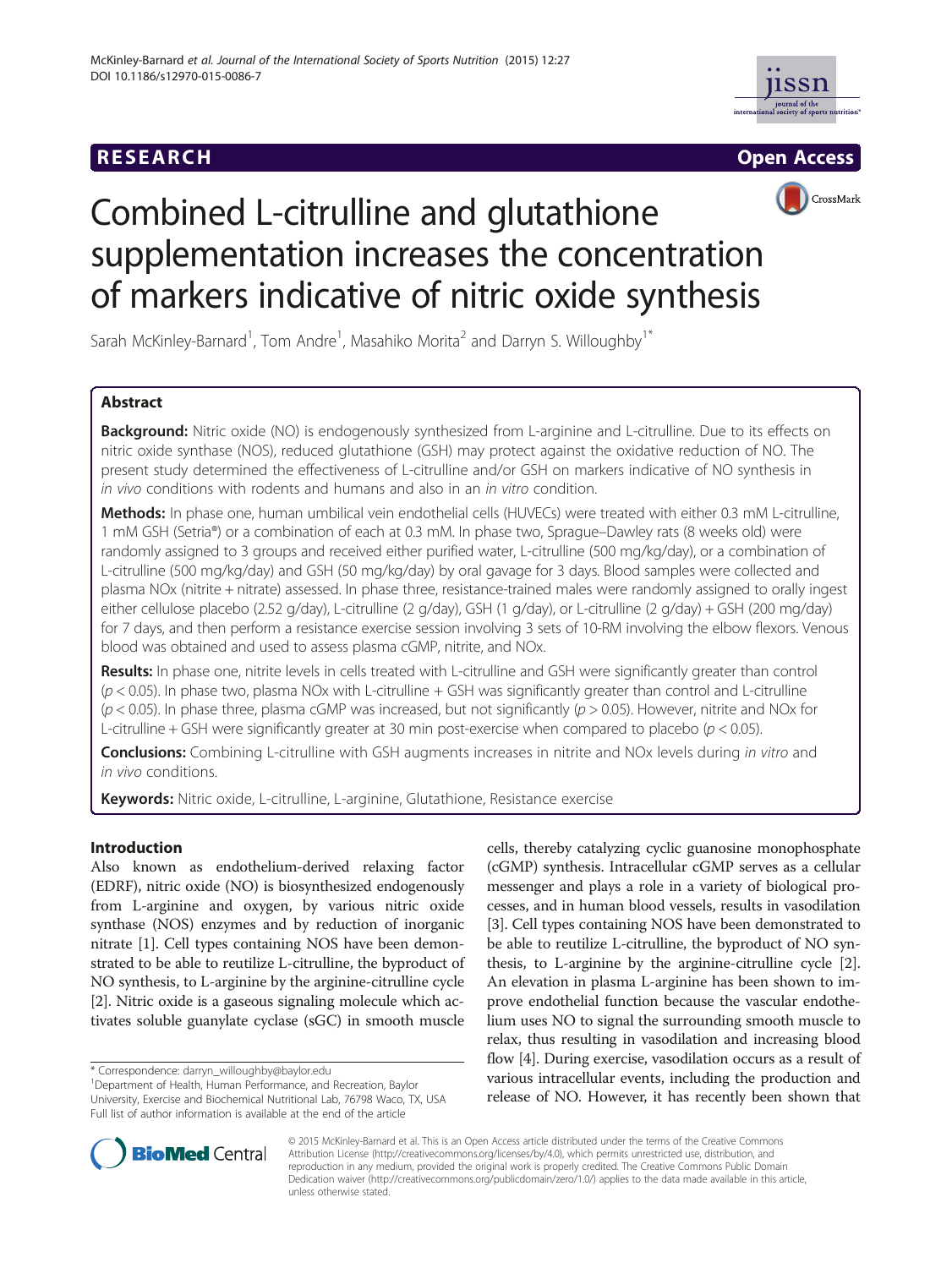RESEARCH Open Access

# Combined L-citrulline and glutathione supplementation increases the concentration of markers indicative of nitric oxide synthesis

Sarah McKinley-Barnard[1], Tom Andre[1], Masahiko Morita[2] and Darryn S. Willoughby[1*]

## Abstract

**Background:** Nitric oxide (NO) is endogenously synthesized from L-arginine and L-citrulline. Due to its effects on nitric oxide synthase (NOS), reduced glutathione (GSH) may protect against the oxidative reduction of NO. The present study determined the effectiveness of L-citrulline and/or GSH on markers indicative of NO synthesis in *in vivo* conditions with rodents and humans and also in an *in vitro* condition.

**Methods:** In phase one, human umbilical vein endothelial cells (HUVECs) were treated with either 0.3 mM L-citrulline, 1 mM GSH (Setria®) or a combination of each at 0.3 mM. In phase two, Sprague–Dawley rats (8 weeks old) were randomly assigned to 3 groups and received either purified water, L-citrulline (500 mg/kg/day), or a combination of L-citrulline (500 mg/kg/day) and GSH (50 mg/kg/day) by oral gavage for 3 days. Blood samples were collected and plasma NOx (nitrite + nitrate) assessed. In phase three, resistance-trained males were randomly assigned to orally ingest either cellulose placebo (2.52 g/day), L-citrulline (2 g/day), GSH (1 g/day), or L-citrulline (2 g/day) + GSH (200 mg/day) for 7 days, and then perform a resistance exercise session involving 3 sets of 10-RM involving the elbow flexors. Venous blood was obtained and used to assess plasma cGMP, nitrite, and NOx.

**Results:** In phase one, nitrite levels in cells treated with L-citrulline and GSH were significantly greater than control ($p < 0.05$). In phase two, plasma NOx with L-citrulline + GSH was significantly greater than control and L-citrulline ($p < 0.05$). In phase three, plasma cGMP was increased, but not significantly ($p > 0.05$). However, nitrite and NOx for L-citrulline + GSH were significantly greater at 30 min post-exercise when compared to placebo ($p < 0.05$).

**Conclusions:** Combining L-citrulline with GSH augments increases in nitrite and NOx levels during *in vitro* and *in vivo* conditions.

**Keywords:** Nitric oxide, L-citrulline, L-arginine, Glutathione, Resistance exercise

## Introduction

Also known as endothelium-derived relaxing factor (EDRF), nitric oxide (NO) is biosynthesized endogenously from L-arginine and oxygen, by various nitric oxide synthase (NOS) enzymes and by reduction of inorganic nitrate [1]. Cell types containing NOS have been demonstrated to be able to reutilize L-citrulline, the byproduct of NO synthesis, to L-arginine by the arginine-citrulline cycle [2]. Nitric oxide is a gaseous signaling molecule which activates soluble guanylate cyclase (sGC) in smooth muscle cells, thereby catalyzing cyclic guanosine monophosphate (cGMP) synthesis. Intracellular cGMP serves as a cellular messenger and plays a role in a variety of biological processes, and in human blood vessels, results in vasodilation [3]. Cell types containing NOS have been demonstrated to be able to reutilize L-citrulline, the byproduct of NO synthesis, to L-arginine by the arginine-citrulline cycle [2]. An elevation in plasma L-arginine has been shown to improve endothelial function because the vascular endothelium uses NO to signal the surrounding smooth muscle to relax, thus resulting in vasodilation and increasing blood flow [4]. During exercise, vasodilation occurs as a result of various intracellular events, including the production and release of NO. However, it has recently been shown that

\* Correspondence: darryn_willoughby@baylor.edu
[1]Department of Health, Human Performance, and Recreation, Baylor University, Exercise and Biochemical Nutritional Lab, 76798 Waco, TX, USA
Full list of author information is available at the end of the article

© 2015 McKinley-Barnard et al. This is an Open Access article distributed under the terms of the Creative Commons Attribution License (http://creativecommons.org/licenses/by/4.0), which permits unrestricted use, distribution, and reproduction in any medium, provided the original work is properly credited. The Creative Commons Public Domain Dedication waiver (http://creativecommons.org/publicdomain/zero/1.0/) applies to the data made available in this article, unless otherwise stated.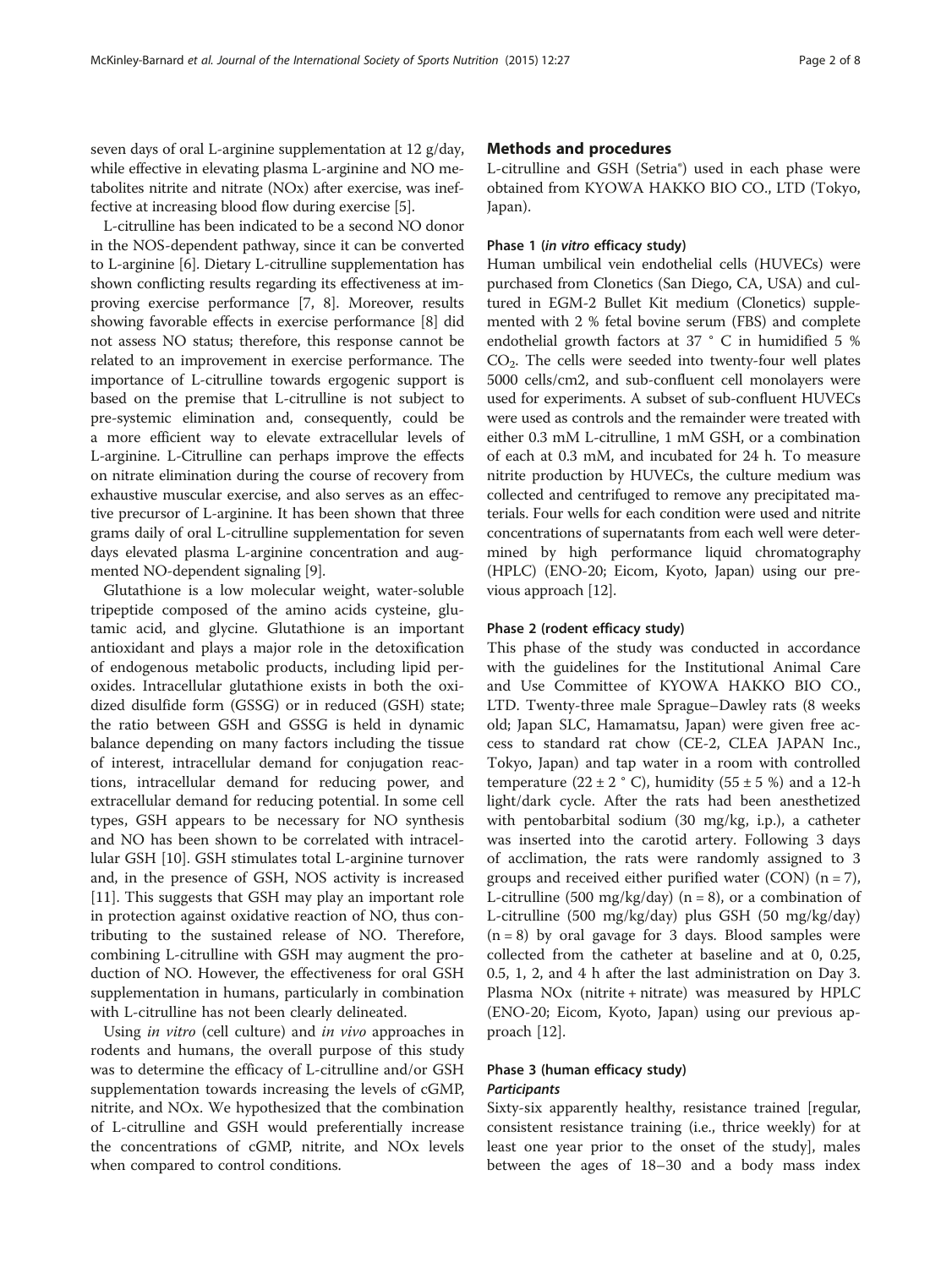seven days of oral L-arginine supplementation at 12 g/day, while effective in elevating plasma L-arginine and NO metabolites nitrite and nitrate (NOx) after exercise, was ineffective at increasing blood flow during exercise [5].

L-citrulline has been indicated to be a second NO donor in the NOS-dependent pathway, since it can be converted to L-arginine [6]. Dietary L-citrulline supplementation has shown conflicting results regarding its effectiveness at improving exercise performance [7, 8]. Moreover, results showing favorable effects in exercise performance [8] did not assess NO status; therefore, this response cannot be related to an improvement in exercise performance. The importance of L-citrulline towards ergogenic support is based on the premise that L-citrulline is not subject to pre-systemic elimination and, consequently, could be a more efficient way to elevate extracellular levels of L-arginine. L-Citrulline can perhaps improve the effects on nitrate elimination during the course of recovery from exhaustive muscular exercise, and also serves as an effective precursor of L-arginine. It has been shown that three grams daily of oral L-citrulline supplementation for seven days elevated plasma L-arginine concentration and augmented NO-dependent signaling [9].

Glutathione is a low molecular weight, water-soluble tripeptide composed of the amino acids cysteine, glutamic acid, and glycine. Glutathione is an important antioxidant and plays a major role in the detoxification of endogenous metabolic products, including lipid peroxides. Intracellular glutathione exists in both the oxidized disulfide form (GSSG) or in reduced (GSH) state; the ratio between GSH and GSSG is held in dynamic balance depending on many factors including the tissue of interest, intracellular demand for conjugation reactions, intracellular demand for reducing power, and extracellular demand for reducing potential. In some cell types, GSH appears to be necessary for NO synthesis and NO has been shown to be correlated with intracellular GSH [10]. GSH stimulates total L-arginine turnover and, in the presence of GSH, NOS activity is increased [11]. This suggests that GSH may play an important role in protection against oxidative reaction of NO, thus contributing to the sustained release of NO. Therefore, combining L-citrulline with GSH may augment the production of NO. However, the effectiveness for oral GSH supplementation in humans, particularly in combination with L-citrulline has not been clearly delineated.

Using *in vitro* (cell culture) and *in vivo* approaches in rodents and humans, the overall purpose of this study was to determine the efficacy of L-citrulline and/or GSH supplementation towards increasing the levels of cGMP, nitrite, and NOx. We hypothesized that the combination of L-citrulline and GSH would preferentially increase the concentrations of cGMP, nitrite, and NOx levels when compared to control conditions.

## Methods and procedures

L-citrulline and GSH (Setria®) used in each phase were obtained from KYOWA HAKKO BIO CO., LTD (Tokyo, Japan).

### Phase 1 (*in vitro* efficacy study)

Human umbilical vein endothelial cells (HUVECs) were purchased from Clonetics (San Diego, CA, USA) and cultured in EGM-2 Bullet Kit medium (Clonetics) supplemented with 2 % fetal bovine serum (FBS) and complete endothelial growth factors at 37 ° C in humidified 5 % $CO_2$. The cells were seeded into twenty-four well plates 5000 cells/cm2, and sub-confluent cell monolayers were used for experiments. A subset of sub-confluent HUVECs were used as controls and the remainder were treated with either 0.3 mM L-citrulline, 1 mM GSH, or a combination of each at 0.3 mM, and incubated for 24 h. To measure nitrite production by HUVECs, the culture medium was collected and centrifuged to remove any precipitated materials. Four wells for each condition were used and nitrite concentrations of supernatants from each well were determined by high performance liquid chromatography (HPLC) (ENO-20; Eicom, Kyoto, Japan) using our previous approach [12].

### Phase 2 (rodent efficacy study)

This phase of the study was conducted in accordance with the guidelines for the Institutional Animal Care and Use Committee of KYOWA HAKKO BIO CO., LTD. Twenty-three male Sprague–Dawley rats (8 weeks old; Japan SLC, Hamamatsu, Japan) were given free access to standard rat chow (CE-2, CLEA JAPAN Inc., Tokyo, Japan) and tap water in a room with controlled temperature (22 ± 2 ° C), humidity (55 ± 5 %) and a 12-h light/dark cycle. After the rats had been anesthetized with pentobarbital sodium (30 mg/kg, i.p.), a catheter was inserted into the carotid artery. Following 3 days of acclimation, the rats were randomly assigned to 3 groups and received either purified water (CON) (n = 7), L-citrulline (500 mg/kg/day) (n = 8), or a combination of L-citrulline (500 mg/kg/day) plus GSH (50 mg/kg/day) (n = 8) by oral gavage for 3 days. Blood samples were collected from the catheter at baseline and at 0, 0.25, 0.5, 1, 2, and 4 h after the last administration on Day 3. Plasma NOx (nitrite + nitrate) was measured by HPLC (ENO-20; Eicom, Kyoto, Japan) using our previous approach [12].

### Phase 3 (human efficacy study)

#### *Participants*

Sixty-six apparently healthy, resistance trained [regular, consistent resistance training (i.e., thrice weekly) for at least one year prior to the onset of the study], males between the ages of 18–30 and a body mass index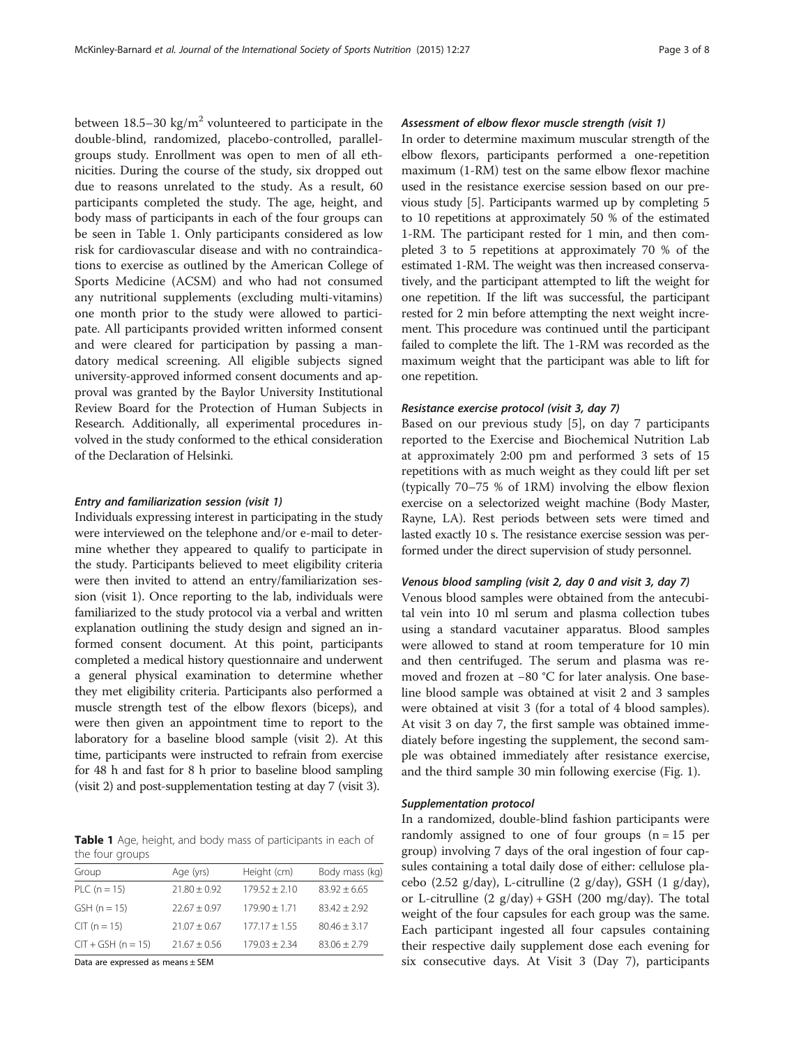between 18.5–30 kg/m$^2$ volunteered to participate in the double-blind, randomized, placebo-controlled, parallel-groups study. Enrollment was open to men of all ethnicities. During the course of the study, six dropped out due to reasons unrelated to the study. As a result, 60 participants completed the study. The age, height, and body mass of participants in each of the four groups can be seen in Table 1. Only participants considered as low risk for cardiovascular disease and with no contraindications to exercise as outlined by the American College of Sports Medicine (ACSM) and who had not consumed any nutritional supplements (excluding multi-vitamins) one month prior to the study were allowed to participate. All participants provided written informed consent and were cleared for participation by passing a mandatory medical screening. All eligible subjects signed university-approved informed consent documents and approval was granted by the Baylor University Institutional Review Board for the Protection of Human Subjects in Research. Additionally, all experimental procedures involved in the study conformed to the ethical consideration of the Declaration of Helsinki.

#### *Entry and familiarization session (visit 1)*

Individuals expressing interest in participating in the study were interviewed on the telephone and/or e-mail to determine whether they appeared to qualify to participate in the study. Participants believed to meet eligibility criteria were then invited to attend an entry/familiarization session (visit 1). Once reporting to the lab, individuals were familiarized to the study protocol via a verbal and written explanation outlining the study design and signed an informed consent document. At this point, participants completed a medical history questionnaire and underwent a general physical examination to determine whether they met eligibility criteria. Participants also performed a muscle strength test of the elbow flexors (biceps), and were then given an appointment time to report to the laboratory for a baseline blood sample (visit 2). At this time, participants were instructed to refrain from exercise for 48 h and fast for 8 h prior to baseline blood sampling (visit 2) and post-supplementation testing at day 7 (visit 3).

**Table 1** Age, height, and body mass of participants in each of the four groups

| Group | Age (yrs) | Height (cm) | Body mass (kg) |
|---|---|---|---|
| PLC (n = 15) | 21.80 ± 0.92 | 179.52 ± 2.10 | 83.92 ± 6.65 |
| GSH (n = 15) | 22.67 ± 0.97 | 179.90 ± 1.71 | 83.42 ± 2.92 |
| CIT (n = 15) | 21.07 ± 0.67 | 177.17 ± 1.55 | 80.46 ± 3.17 |
| CIT + GSH (n = 15) | 21.67 ± 0.56 | 179.03 ± 2.34 | 83.06 ± 2.79 |

Data are expressed as means ± SEM

#### *Assessment of elbow flexor muscle strength (visit 1)*

In order to determine maximum muscular strength of the elbow flexors, participants performed a one-repetition maximum (1-RM) test on the same elbow flexor machine used in the resistance exercise session based on our previous study [5]. Participants warmed up by completing 5 to 10 repetitions at approximately 50 % of the estimated 1-RM. The participant rested for 1 min, and then completed 3 to 5 repetitions at approximately 70 % of the estimated 1-RM. The weight was then increased conservatively, and the participant attempted to lift the weight for one repetition. If the lift was successful, the participant rested for 2 min before attempting the next weight increment. This procedure was continued until the participant failed to complete the lift. The 1-RM was recorded as the maximum weight that the participant was able to lift for one repetition.

#### *Resistance exercise protocol (visit 3, day 7)*

Based on our previous study [5], on day 7 participants reported to the Exercise and Biochemical Nutrition Lab at approximately 2:00 pm and performed 3 sets of 15 repetitions with as much weight as they could lift per set (typically 70–75 % of 1RM) involving the elbow flexion exercise on a selectorized weight machine (Body Master, Rayne, LA). Rest periods between sets were timed and lasted exactly 10 s. The resistance exercise session was performed under the direct supervision of study personnel.

#### *Venous blood sampling (visit 2, day 0 and visit 3, day 7)*

Venous blood samples were obtained from the antecubital vein into 10 ml serum and plasma collection tubes using a standard vacutainer apparatus. Blood samples were allowed to stand at room temperature for 10 min and then centrifuged. The serum and plasma was removed and frozen at −80 °C for later analysis. One baseline blood sample was obtained at visit 2 and 3 samples were obtained at visit 3 (for a total of 4 blood samples). At visit 3 on day 7, the first sample was obtained immediately before ingesting the supplement, the second sample was obtained immediately after resistance exercise, and the third sample 30 min following exercise (Fig. 1).

#### *Supplementation protocol*

In a randomized, double-blind fashion participants were randomly assigned to one of four groups (n = 15 per group) involving 7 days of the oral ingestion of four capsules containing a total daily dose of either: cellulose placebo (2.52 g/day), L-citrulline (2 g/day), GSH (1 g/day), or L-citrulline (2 g/day) + GSH (200 mg/day). The total weight of the four capsules for each group was the same. Each participant ingested all four capsules containing their respective daily supplement dose each evening for six consecutive days. At Visit 3 (Day 7), participants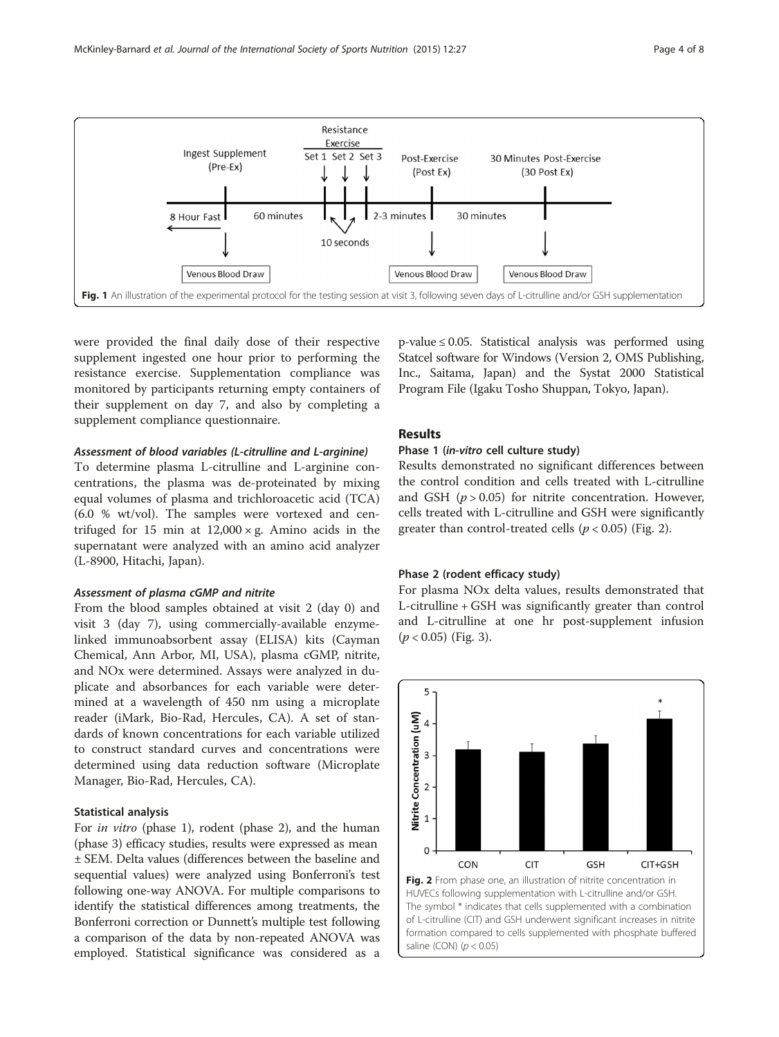Fig. 1 An illustration of the experimental protocol for the testing session at visit 3, following seven days of L-citrulline and/or GSH supplementation

were provided the final daily dose of their respective supplement ingested one hour prior to performing the resistance exercise. Supplementation compliance was monitored by participants returning empty containers of their supplement on day 7, and also by completing a supplement compliance questionnaire.

#### *Assessment of blood variables (L-citrulline and L-arginine)*

To determine plasma L-citrulline and L-arginine concentrations, the plasma was de-proteinated by mixing equal volumes of plasma and trichloroacetic acid (TCA) (6.0 % wt/vol). The samples were vortexed and centrifuged for 15 min at $12,000 \times g$. Amino acids in the supernatant were analyzed with an amino acid analyzer (L-8900, Hitachi, Japan).

#### *Assessment of plasma cGMP and nitrite*

From the blood samples obtained at visit 2 (day 0) and visit 3 (day 7), using commercially-available enzyme-linked immunoabsorbent assay (ELISA) kits (Cayman Chemical, Ann Arbor, MI, USA), plasma cGMP, nitrite, and NOx were determined. Assays were analyzed in duplicate and absorbances for each variable were determined at a wavelength of 450 nm using a microplate reader (iMark, Bio-Rad, Hercules, CA). A set of standards of known concentrations for each variable utilized to construct standard curves and concentrations were determined using data reduction software (Microplate Manager, Bio-Rad, Hercules, CA).

### Statistical analysis

For *in vitro* (phase 1), rodent (phase 2), and the human (phase 3) efficacy studies, results were expressed as mean ± SEM. Delta values (differences between the baseline and sequential values) were analyzed using Bonferroni's test following one-way ANOVA. For multiple comparisons to identify the statistical differences among treatments, the Bonferroni correction or Dunnett's multiple test following a comparison of the data by non-repeated ANOVA was employed. Statistical significance was considered as a p-value $\leq 0.05$. Statistical analysis was performed using Statcel software for Windows (Version 2, OMS Publishing, Inc., Saitama, Japan) and the Systat 2000 Statistical Program File (Igaku Tosho Shuppan, Tokyo, Japan).

## Results

### Phase 1 (*in-vitro* cell culture study)

Results demonstrated no significant differences between the control condition and cells treated with L-citrulline and GSH ($p > 0.05$) for nitrite concentration. However, cells treated with L-citrulline and GSH were significantly greater than control-treated cells ($p < 0.05$) (Fig. 2).

### Phase 2 (rodent efficacy study)

For plasma NOx delta values, results demonstrated that L-citrulline + GSH was significantly greater than control and L-citrulline at one hr post-supplement infusion ($p < 0.05$) (Fig. 3).

Fig. 2 From phase one, an illustration of nitrite concentration in HUVECs following supplementation with L-citrulline and/or GSH. The symbol * indicates that cells supplemented with a combination of L-citrulline (CIT) and GSH underwent significant increases in nitrite formation compared to cells supplemented with phosphate buffered saline (CON) ($p < 0.05$)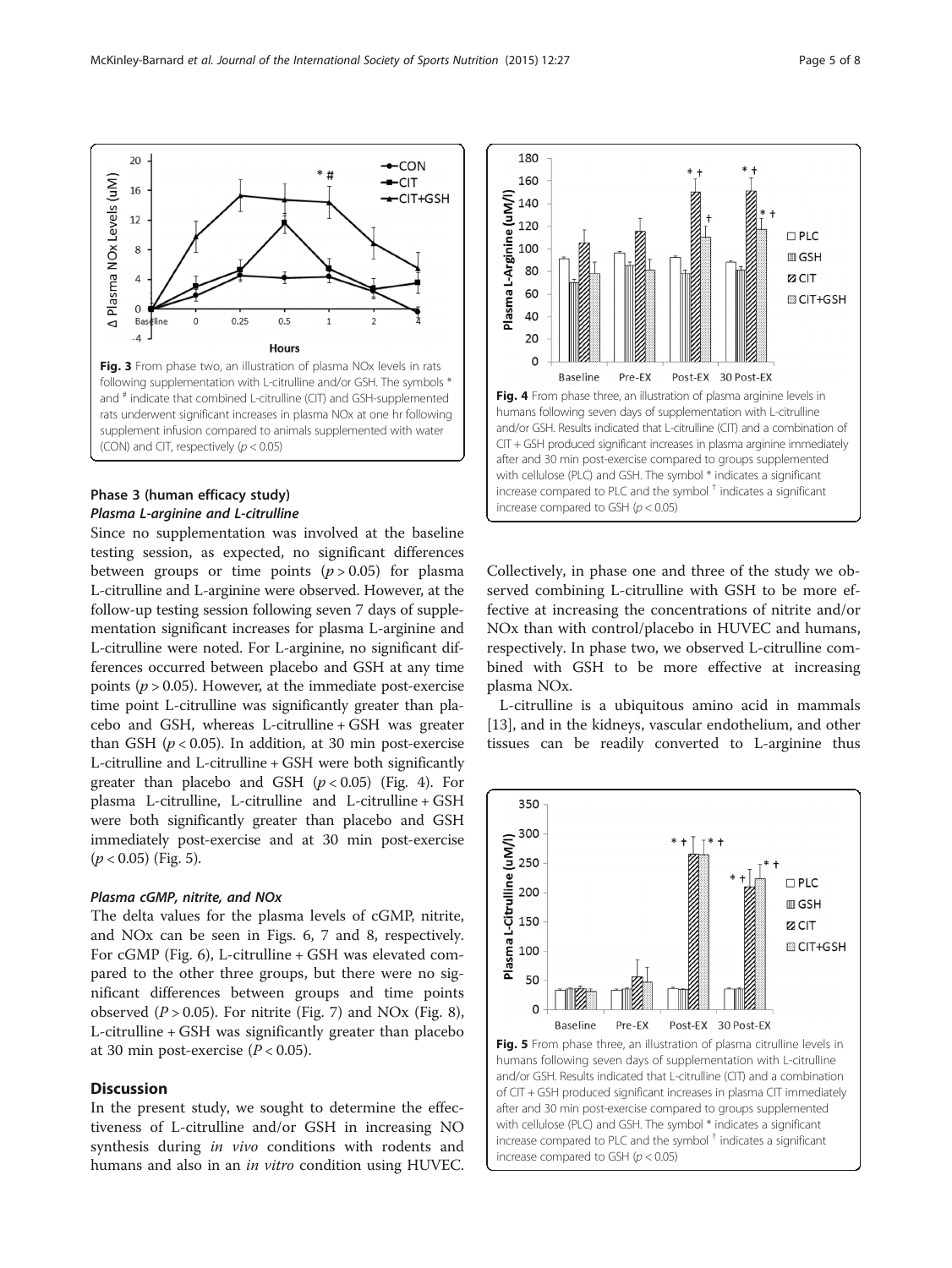Fig. 3 From phase two, an illustration of plasma NOx levels in rats following supplementation with L-citrulline and/or GSH. The symbols * and # indicate that combined L-citrulline (CIT) and GSH-supplemented rats underwent significant increases in plasma NOx at one hr following supplement infusion compared to animals supplemented with water (CON) and CIT, respectively ($p < 0.05$)

### Phase 3 (human efficacy study)

#### *Plasma L-arginine and L-citrulline*

Since no supplementation was involved at the baseline testing session, as expected, no significant differences between groups or time points ($p > 0.05$) for plasma L-citrulline and L-arginine were observed. However, at the follow-up testing session following seven 7 days of supplementation significant increases for plasma L-arginine and L-citrulline were noted. For L-arginine, no significant differences occurred between placebo and GSH at any time points ($p > 0.05$). However, at the immediate post-exercise time point L-citrulline was significantly greater than placebo and GSH, whereas L-citrulline + GSH was greater than GSH ($p < 0.05$). In addition, at 30 min post-exercise L-citrulline and L-citrulline + GSH were both significantly greater than placebo and GSH ($p < 0.05$) (Fig. 4). For plasma L-citrulline, L-citrulline and L-citrulline + GSH were both significantly greater than placebo and GSH immediately post-exercise and at 30 min post-exercise ($p < 0.05$) (Fig. 5).

#### *Plasma cGMP, nitrite, and NOx*

The delta values for the plasma levels of cGMP, nitrite, and NOx can be seen in Figs. 6, 7 and 8, respectively. For cGMP (Fig. 6), L-citrulline + GSH was elevated compared to the other three groups, but there were no significant differences between groups and time points observed ($P > 0.05$). For nitrite (Fig. 7) and NOx (Fig. 8), L-citrulline + GSH was significantly greater than placebo at 30 min post-exercise ($P < 0.05$).

## Discussion

In the present study, we sought to determine the effectiveness of L-citrulline and/or GSH in increasing NO synthesis during *in vivo* conditions with rodents and humans and also in an *in vitro* condition using HUVEC.

Fig. 4 From phase three, an illustration of plasma arginine levels in humans following seven days of supplementation with L-citrulline and/or GSH. Results indicated that L-citrulline (CIT) and a combination of CIT + GSH produced significant increases in plasma arginine immediately after and 30 min post-exercise compared to groups supplemented with cellulose (PLC) and GSH. The symbol * indicates a significant increase compared to PLC and the symbol † indicates a significant increase compared to GSH ($p < 0.05$)

Collectively, in phase one and three of the study we observed combining L-citrulline with GSH to be more effective at increasing the concentrations of nitrite and/or NOx than with control/placebo in HUVEC and humans, respectively. In phase two, we observed L-citrulline combined with GSH to be more effective at increasing plasma NOx.

L-citrulline is a ubiquitous amino acid in mammals [13], and in the kidneys, vascular endothelium, and other tissues can be readily converted to L-arginine thus

Fig. 5 From phase three, an illustration of plasma citrulline levels in humans following seven days of supplementation with L-citrulline and/or GSH. Results indicated that L-citrulline (CIT) and a combination of CIT + GSH produced significant increases in plasma CIT immediately after and 30 min post-exercise compared to groups supplemented with cellulose (PLC) and GSH. The symbol * indicates a significant increase compared to PLC and the symbol † indicates a significant increase compared to GSH ($p < 0.05$)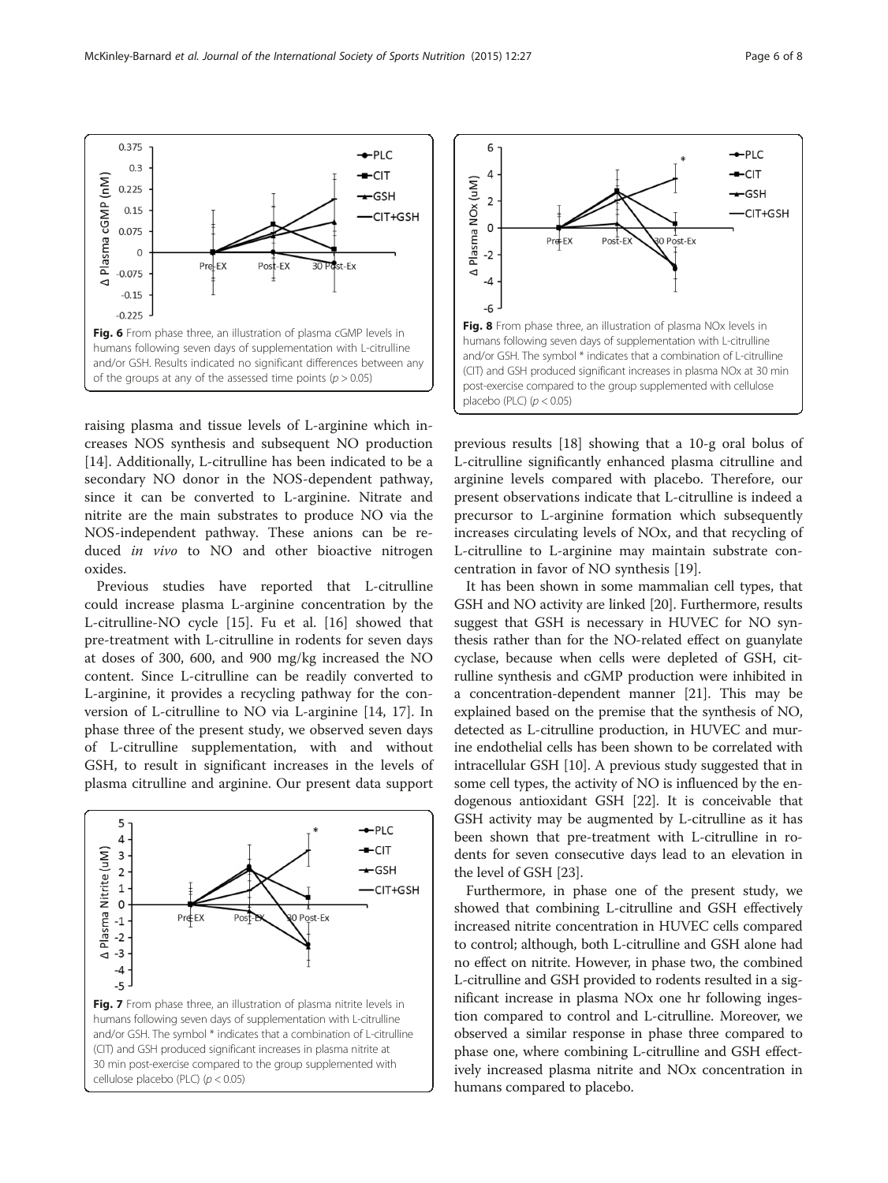Fig. 6 From phase three, an illustration of plasma cGMP levels in humans following seven days of supplementation with L-citrulline and/or GSH. Results indicated no significant differences between any of the groups at any of the assessed time points ($p > 0.05$)

raising plasma and tissue levels of L-arginine which increases NOS synthesis and subsequent NO production [14]. Additionally, L-citrulline has been indicated to be a secondary NO donor in the NOS-dependent pathway, since it can be converted to L-arginine. Nitrate and nitrite are the main substrates to produce NO via the NOS-independent pathway. These anions can be reduced *in vivo* to NO and other bioactive nitrogen oxides.

Previous studies have reported that L-citrulline could increase plasma L-arginine concentration by the L-citrulline-NO cycle [15]. Fu et al. [16] showed that pre-treatment with L-citrulline in rodents for seven days at doses of 300, 600, and 900 mg/kg increased the NO content. Since L-citrulline can be readily converted to L-arginine, it provides a recycling pathway for the conversion of L-citrulline to NO via L-arginine [14, 17]. In phase three of the present study, we observed seven days of L-citrulline supplementation, with and without GSH, to result in significant increases in the levels of plasma citrulline and arginine. Our present data support previous results [18] showing that a 10-g oral bolus of L-citrulline significantly enhanced plasma citrulline and arginine levels compared with placebo. Therefore, our present observations indicate that L-citrulline is indeed a precursor to L-arginine formation which subsequently increases circulating levels of NOx, and that recycling of L-citrulline to L-arginine may maintain substrate concentration in favor of NO synthesis [19].

Fig. 7 From phase three, an illustration of plasma nitrite levels in humans following seven days of supplementation with L-citrulline and/or GSH. The symbol * indicates that a combination of L-citrulline (CIT) and GSH produced significant increases in plasma nitrite at 30 min post-exercise compared to the group supplemented with cellulose placebo (PLC) ($p < 0.05$)

Fig. 8 From phase three, an illustration of plasma NOx levels in humans following seven days of supplementation with L-citrulline and/or GSH. The symbol * indicates that a combination of L-citrulline (CIT) and GSH produced significant increases in plasma NOx at 30 min post-exercise compared to the group supplemented with cellulose placebo (PLC) ($p < 0.05$)

It has been shown in some mammalian cell types, that GSH and NO activity are linked [20]. Furthermore, results suggest that GSH is necessary in HUVEC for NO synthesis rather than for the NO-related effect on guanylate cyclase, because when cells were depleted of GSH, citrulline synthesis and cGMP production were inhibited in a concentration-dependent manner [21]. This may be explained based on the premise that the synthesis of NO, detected as L-citrulline production, in HUVEC and murine endothelial cells has been shown to be correlated with intracellular GSH [10]. A previous study suggested that in some cell types, the activity of NO is influenced by the endogenous antioxidant GSH [22]. It is conceivable that GSH activity may be augmented by L-citrulline as it has been shown that pre-treatment with L-citrulline in rodents for seven consecutive days lead to an elevation in the level of GSH [23].

Furthermore, in phase one of the present study, we showed that combining L-citrulline and GSH effectively increased nitrite concentration in HUVEC cells compared to control; although, both L-citrulline and GSH alone had no effect on nitrite. However, in phase two, the combined L-citrulline and GSH provided to rodents resulted in a significant increase in plasma NOx one hr following ingestion compared to control and L-citrulline. Moreover, we observed a similar response in phase three compared to phase one, where combining L-citrulline and GSH effectively increased plasma nitrite and NOx concentration in humans compared to placebo.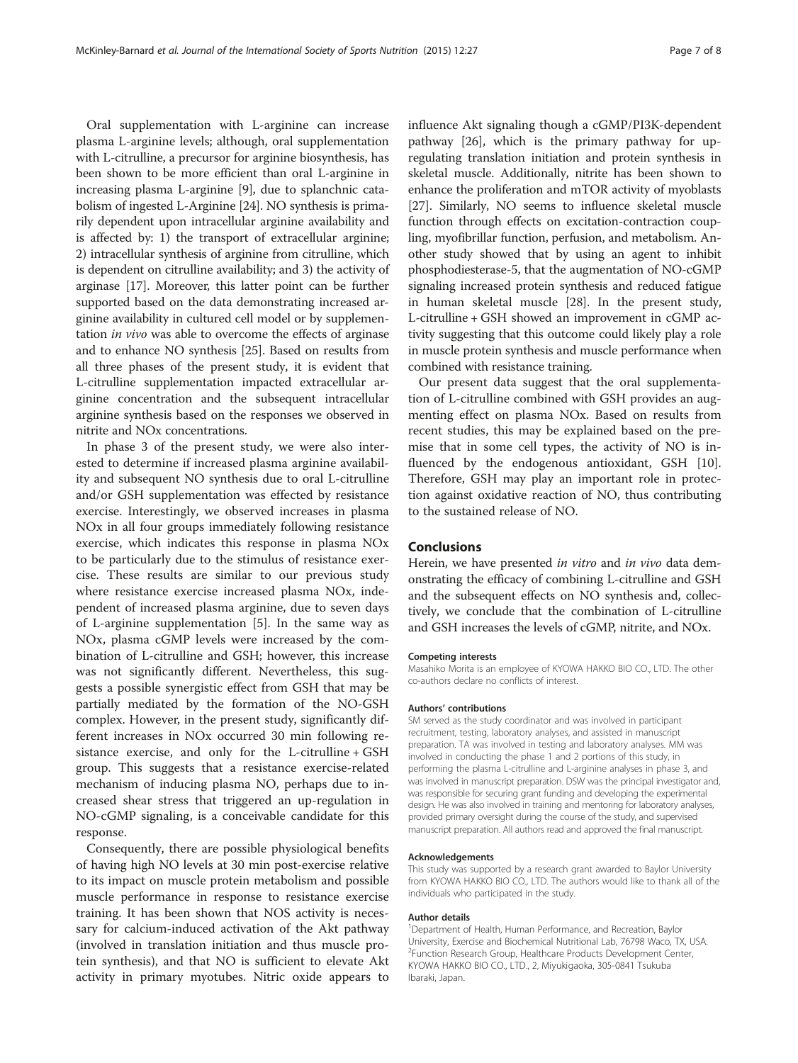Oral supplementation with L-arginine can increase plasma L-arginine levels; although, oral supplementation with L-citrulline, a precursor for arginine biosynthesis, has been shown to be more efficient than oral L-arginine in increasing plasma L-arginine [9], due to splanchnic catabolism of ingested L-Arginine [24]. NO synthesis is primarily dependent upon intracellular arginine availability and is affected by: 1) the transport of extracellular arginine; 2) intracellular synthesis of arginine from citrulline, which is dependent on citrulline availability; and 3) the activity of arginase [17]. Moreover, this latter point can be further supported based on the data demonstrating increased arginine availability in cultured cell model or by supplementation *in vivo* was able to overcome the effects of arginase and to enhance NO synthesis [25]. Based on results from all three phases of the present study, it is evident that L-citrulline supplementation impacted extracellular arginine concentration and the subsequent intracellular arginine synthesis based on the responses we observed in nitrite and NOx concentrations.

In phase 3 of the present study, we were also interested to determine if increased plasma arginine availability and subsequent NO synthesis due to oral L-citrulline and/or GSH supplementation was effected by resistance exercise. Interestingly, we observed increases in plasma NOx in all four groups immediately following resistance exercise, which indicates this response in plasma NOx to be particularly due to the stimulus of resistance exercise. These results are similar to our previous study where resistance exercise increased plasma NOx, independent of increased plasma arginine, due to seven days of L-arginine supplementation [5]. In the same way as NOx, plasma cGMP levels were increased by the combination of L-citrulline and GSH; however, this increase was not significantly different. Nevertheless, this suggests a possible synergistic effect from GSH that may be partially mediated by the formation of the NO-GSH complex. However, in the present study, significantly different increases in NOx occurred 30 min following resistance exercise, and only for the L-citrulline + GSH group. This suggests that a resistance exercise-related mechanism of inducing plasma NO, perhaps due to increased shear stress that triggered an up-regulation in NO-cGMP signaling, is a conceivable candidate for this response.

Consequently, there are possible physiological benefits of having high NO levels at 30 min post-exercise relative to its impact on muscle protein metabolism and possible muscle performance in response to resistance exercise training. It has been shown that NOS activity is necessary for calcium-induced activation of the Akt pathway (involved in translation initiation and thus muscle protein synthesis), and that NO is sufficient to elevate Akt activity in primary myotubes. Nitric oxide appears to influence Akt signaling though a cGMP/PI3K-dependent pathway [26], which is the primary pathway for up-regulating translation initiation and protein synthesis in skeletal muscle. Additionally, nitrite has been shown to enhance the proliferation and mTOR activity of myoblasts [27]. Similarly, NO seems to influence skeletal muscle function through effects on excitation-contraction coupling, myofibrillar function, perfusion, and metabolism. Another study showed that by using an agent to inhibit phosphodiesterase-5, that the augmentation of NO-cGMP signaling increased protein synthesis and reduced fatigue in human skeletal muscle [28]. In the present study, L-citrulline + GSH showed an improvement in cGMP activity suggesting that this outcome could likely play a role in muscle protein synthesis and muscle performance when combined with resistance training.

Our present data suggest that the oral supplementation of L-citrulline combined with GSH provides an augmenting effect on plasma NOx. Based on results from recent studies, this may be explained based on the premise that in some cell types, the activity of NO is influenced by the endogenous antioxidant, GSH [10]. Therefore, GSH may play an important role in protection against oxidative reaction of NO, thus contributing to the sustained release of NO.

## Conclusions

Herein, we have presented *in vitro* and *in vivo* data demonstrating the efficacy of combining L-citrulline and GSH and the subsequent effects on NO synthesis and, collectively, we conclude that the combination of L-citrulline and GSH increases the levels of cGMP, nitrite, and NOx.

#### Competing interests

Masahiko Morita is an employee of KYOWA HAKKO BIO CO., LTD. The other co-authors declare no conflicts of interest.

#### Authors' contributions

SM served as the study coordinator and was involved in participant recruitment, testing, laboratory analyses, and assisted in manuscript preparation. TA was involved in testing and laboratory analyses. MM was involved in conducting the phase 1 and 2 portions of this study, in performing the plasma L-citrulline and L-arginine analyses in phase 3, and was involved in manuscript preparation. DSW was the principal investigator and, was responsible for securing grant funding and developing the experimental design. He was also involved in training and mentoring for laboratory analyses, provided primary oversight during the course of the study, and supervised manuscript preparation. All authors read and approved the final manuscript.

#### Acknowledgements

This study was supported by a research grant awarded to Baylor University from KYOWA HAKKO BIO CO., LTD. The authors would like to thank all of the individuals who participated in the study.

#### Author details

[1]Department of Health, Human Performance, and Recreation, Baylor University, Exercise and Biochemical Nutritional Lab, 76798 Waco, TX, USA. [2]Function Research Group, Healthcare Products Development Center, KYOWA HAKKO BIO CO., LTD., 2, Miyukigaoka, 305-0841 Tsukuba Ibaraki, Japan.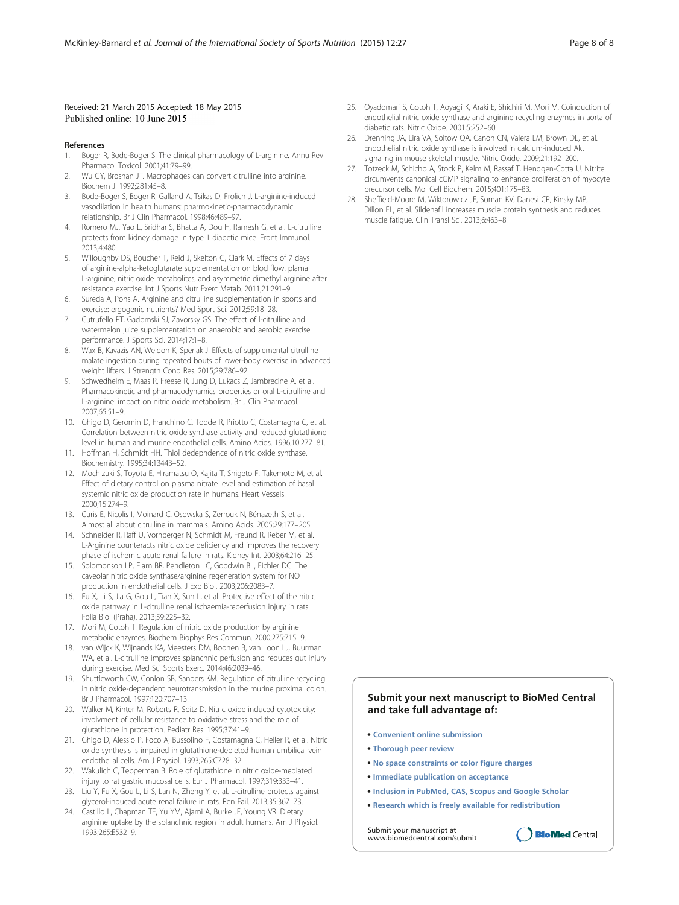Received: 21 March 2015 Accepted: 18 May 2015
Published online: 10 June 2015

## References

1. Boger R, Bode-Boger S. The clinical pharmacology of L-arginine. Annu Rev Pharmacol Toxicol. 2001;41:79–99.
2. Wu GY, Brosnan JT. Macrophages can convert citrulline into arginine. Biochem J. 1992;281:45–8.
3. Bode-Boger S, Boger R, Galland A, Tsikas D, Frolich J. L-arginine-induced vasodilation in health humans: pharmokinetic-pharmacodynamic relationship. Br J Clin Pharmacol. 1998;46:489–97.
4. Romero MJ, Yao L, Sridhar S, Bhatta A, Dou H, Ramesh G, et al. L-citrulline protects from kidney damage in type 1 diabetic mice. Front Immunol. 2013;4:480.
5. Willoughby DS, Boucher T, Reid J, Skelton G, Clark M. Effects of 7 days of arginine-alpha-ketoglutarate supplementation on blod flow, plama L-arginine, nitric oxide metabolites, and asymmetric dimethyl arginine after resistance exercise. Int J Sports Nutr Exerc Metab. 2011;21:291–9.
6. Sureda A, Pons A. Arginine and citrulline supplementation in sports and exercise: ergogenic nutrients? Med Sport Sci. 2012;59:18–28.
7. Cutrufello PT, Gadomski SJ, Zavorsky GS. The effect of l-citrulline and watermelon juice supplementation on anaerobic and aerobic exercise performance. J Sports Sci. 2014;17:1–8.
8. Wax B, Kavazis AN, Weldon K, Sperlak J. Effects of supplemental citrulline malate ingestion during repeated bouts of lower-body exercise in advanced weight lifters. J Strength Cond Res. 2015;29:786–92.
9. Schwedhelm E, Maas R, Freese R, Jung D, Lukacs Z, Jambrecine A, et al. Pharmacokinetic and pharmacodynamics properties or oral L-citrulline and L-arginine: impact on nitric oxide metabolism. Br J Clin Pharmacol. 2007;65:51–9.
10. Ghigo D, Geromin D, Franchino C, Todde R, Priotto C, Costamagna C, et al. Correlation between nitric oxide synthase activity and reduced glutathione level in human and murine endothelial cells. Amino Acids. 1996;10:277–81.
11. Hoffman H, Schmidt HH. Thiol dedepndence of nitric oxide synthase. Biochemistry. 1995;34:13443–52.
12. Mochizuki S, Toyota E, Hiramatsu O, Kajita T, Shigeto F, Takemoto M, et al. Effect of dietary control on plasma nitrate level and estimation of basal systemic nitric oxide production rate in humans. Heart Vessels. 2000;15:274–9.
13. Curis E, Nicolis I, Moinard C, Osowska S, Zerrouk N, Bénazeth S, et al. Almost all about citrulline in mammals. Amino Acids. 2005;29:177–205.
14. Schneider R, Raff U, Vornberger N, Schmidt M, Freund R, Reber M, et al. L-Arginine counteracts nitric oxide deficiency and improves the recovery phase of ischemic acute renal failure in rats. Kidney Int. 2003;64:216–25.
15. Solomonson LP, Flam BR, Pendleton LC, Goodwin BL, Eichler DC. The caveolar nitric oxide synthase/arginine regeneration system for NO production in endothelial cells. J Exp Biol. 2003;206:2083–7.
16. Fu X, Li S, Jia G, Gou L, Tian X, Sun L, et al. Protective effect of the nitric oxide pathway in L-citrulline renal ischaemia-reperfusion injury in rats. Folia Biol (Praha). 2013;59:225–32.
17. Mori M, Gotoh T. Regulation of nitric oxide production by arginine metabolic enzymes. Biochem Biophys Res Commun. 2000;275:715–9.
18. van Wijck K, Wijnands KA, Meesters DM, Boonen B, van Loon LJ, Buurman WA, et al. L-citrulline improves splanchnic perfusion and reduces gut injury during exercise. Med Sci Sports Exerc. 2014;46:2039–46.
19. Shuttleworth CW, Conlon SB, Sanders KM. Regulation of citrulline recycling in nitric oxide-dependent neurotransmission in the murine proximal colon. Br J Pharmacol. 1997;120:707–13.
20. Walker M, Kinter M, Roberts R, Spitz D. Nitric oxide induced cytotoxicity: involvment of cellular resistance to oxidative stress and the role of glutathione in protection. Pediatr Res. 1995;37:41–9.
21. Ghigo D, Alessio P, Foco A, Bussolino F, Costamagna C, Heller R, et al. Nitric oxide synthesis is impaired in glutathione-depleted human umbilical vein endothelial cells. Am J Physiol. 1993;265:C728–32.
22. Wakulich C, Tepperman B. Role of glutathione in nitric oxide-mediated injury to rat gastric mucosal cells. Eur J Pharmacol. 1997;319:333–41.
23. Liu Y, Fu X, Gou L, Li S, Lan N, Zheng Y, et al. L-citrulline protects against glycerol-induced acute renal failure in rats. Ren Fail. 2013;35:367–73.
24. Castillo L, Chapman TE, Yu YM, Ajami A, Burke JF, Young VR. Dietary arginine uptake by the splanchnic region in adult humans. Am J Physiol. 1993;265:E532–9.
25. Oyadomari S, Gotoh T, Aoyagi K, Araki E, Shichiri M, Mori M. Coinduction of endothelial nitric oxide synthase and arginine recycling enzymes in aorta of diabetic rats. Nitric Oxide. 2001;5:252–60.
26. Drenning JA, Lira VA, Soltow QA, Canon CN, Valera LM, Brown DL, et al. Endothelial nitric oxide synthase is involved in calcium-induced Akt signaling in mouse skeletal muscle. Nitric Oxide. 2009;21:192–200.
27. Totzeck M, Schicho A, Stock P, Kelm M, Rassaf T, Hendgen-Cotta U. Nitrite circumvents canonical cGMP signaling to enhance proliferation of myocyte precursor cells. Mol Cell Biochem. 2015;401:175–83.
28. Sheffield-Moore M, Wiktorowicz JE, Soman KV, Danesi CP, Kinsky MP, Dillon EL, et al. Sildenafil increases muscle protein synthesis and reduces muscle fatigue. Clin Transl Sci. 2013;6:463–8.

**Submit your next manuscript to BioMed Central and take full advantage of:**

- Convenient online submission
- Thorough peer review
- No space constraints or color figure charges
- Immediate publication on acceptance
- Inclusion in PubMed, CAS, Scopus and Google Scholar
- Research which is freely available for redistribution

Submit your manuscript at
www.biomedcentral.com/submit

BioMed Central